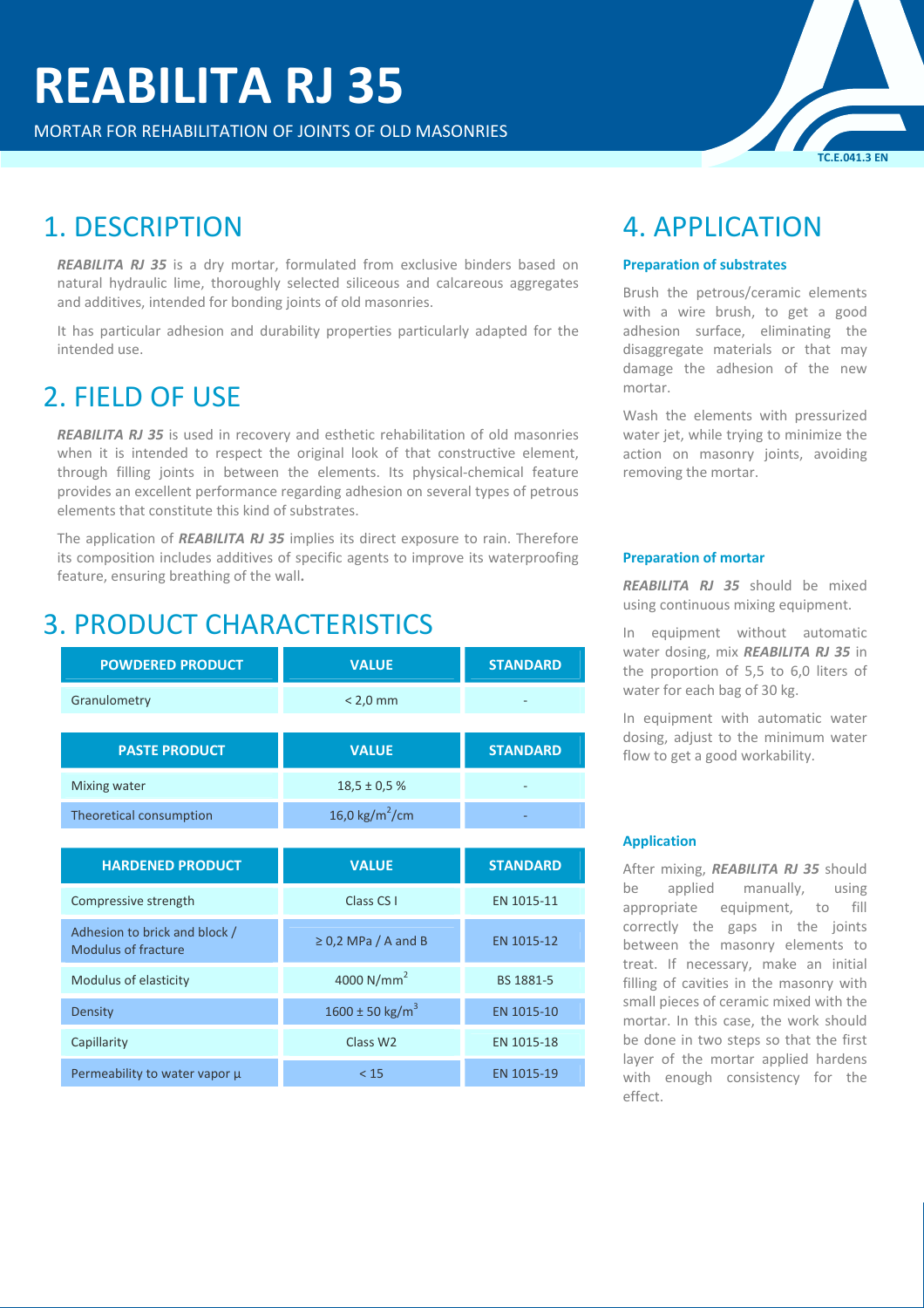# REABILITA RJ 35

MORTAR FOR REHABILITATION OF JOINTS OF OLD MASONRIES

TC.E.041.3 EN

## 1. DESCRIPTION

***REABILITA RJ 35*** is a dry mortar, formulated from exclusive binders based on natural hydraulic lime, thoroughly selected siliceous and calcareous aggregates and additives, intended for bonding joints of old masonries.

It has particular adhesion and durability properties particularly adapted for the intended use.

## 2. FIELD OF USE

***REABILITA RJ 35*** is used in recovery and esthetic rehabilitation of old masonries when it is intended to respect the original look of that constructive element, through filling joints in between the elements. Its physical-chemical feature provides an excellent performance regarding adhesion on several types of petrous elements that constitute this kind of substrates.

The application of ***REABILITA RJ 35*** implies its direct exposure to rain. Therefore its composition includes additives of specific agents to improve its waterproofing feature, ensuring breathing of the wall**.**

## 3. PRODUCT CHARACTERISTICS

| POWDERED PRODUCT | VALUE | STANDARD |
|---|---|---|
| Granulometry | < 2,0 mm | - |

| PASTE PRODUCT | VALUE | STANDARD |
|---|---|---|
| Mixing water | 18,5 ± 0,5 % | - |
| Theoretical consumption | 16,0 $kg/m^2/cm$ | - |

| HARDENED PRODUCT | VALUE | STANDARD |
|---|---|---|
| Compressive strength | Class CS I | EN 1015-11 |
| Adhesion to brick and block / Modulus of fracture | ≥ 0,2 MPa / A and B | EN 1015-12 |
| Modulus of elasticity | 4000 $N/mm^2$ | BS 1881-5 |
| Density | 1600 ± 50 $kg/m^3$ | EN 1015-10 |
| Capillarity | Class W2 | EN 1015-18 |
| Permeability to water vapor µ | < 15 | EN 1015-19 |

## 4. APPLICATION

### Preparation of substrates

Brush the petrous/ceramic elements with a wire brush, to get a good adhesion surface, eliminating the disaggregate materials or that may damage the adhesion of the new mortar.

Wash the elements with pressurized water jet, while trying to minimize the action on masonry joints, avoiding removing the mortar.

### Preparation of mortar

***REABILITA RJ 35*** should be mixed using continuous mixing equipment.

In equipment without automatic water dosing, mix ***REABILITA RJ 35*** in the proportion of 5,5 to 6,0 liters of water for each bag of 30 kg.

In equipment with automatic water dosing, adjust to the minimum water flow to get a good workability.

### Application

After mixing, ***REABILITA RJ 35*** should be applied manually, using appropriate equipment, to fill correctly the gaps in the joints between the masonry elements to treat. If necessary, make an initial filling of cavities in the masonry with small pieces of ceramic mixed with the mortar. In this case, the work should be done in two steps so that the first layer of the mortar applied hardens with enough consistency for the effect.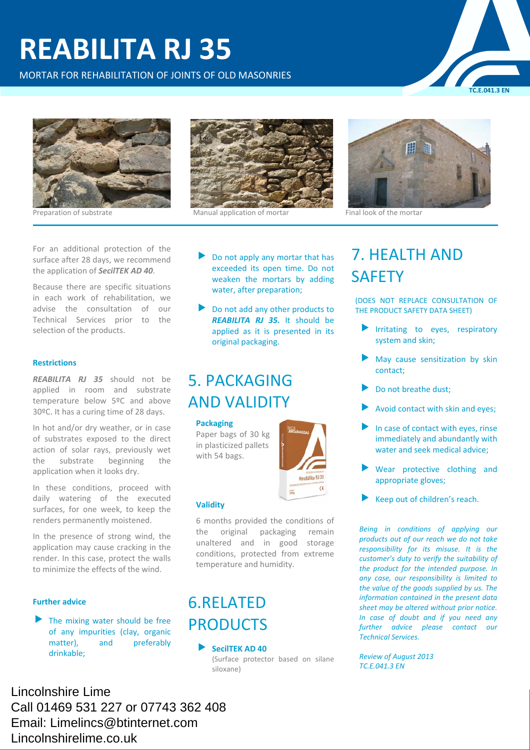# REABILITA RJ 35

MORTAR FOR REHABILITATION OF JOINTS OF OLD MASONRIES

Preparation of substrate

Manual application of mortar

Final look of the mortar

For an additional protection of the surface after 28 days, we recommend the application of ***SecilTEK AD 40***.

Because there are specific situations in each work of rehabilitation, we advise the consultation of our Technical Services prior to the selection of the products.

### Restrictions

***REABILITA RJ 35*** should not be applied in room and substrate temperature below 5ºC and above 30ºC. It has a curing time of 28 days.

In hot and/or dry weather, or in case of substrates exposed to the direct action of solar rays, previously wet the substrate beginning the application when it looks dry.

In these conditions, proceed with daily watering of the executed surfaces, for one week, to keep the renders permanently moistened.

In the presence of strong wind, the application may cause cracking in the render. In this case, protect the walls to minimize the effects of the wind.

### Further advice

- The mixing water should be free of any impurities (clay, organic matter), and preferably drinkable;
- Do not apply any mortar that has exceeded its open time. Do not weaken the mortars by adding water, after preparation;
- Do not add any other products to ***REABILITA RJ 35.*** It should be applied as it is presented in its original packaging.

## 5. PACKAGING AND VALIDITY

### Packaging

Paper bags of 30 kg in plasticized pallets with 54 bags.

### Validity

6 months provided the conditions of the original packaging remain unaltered and in good storage conditions, protected from extreme temperature and humidity.

## 6.RELATED PRODUCTS

- **SecilTEK AD 40**
  (Surface protector based on silane siloxane)

## 7. HEALTH AND SAFETY

(DOES NOT REPLACE CONSULTATION OF THE PRODUCT SAFETY DATA SHEET)

- Irritating to eyes, respiratory system and skin;
- May cause sensitization by skin contact;
- Do not breathe dust;
- Avoid contact with skin and eyes;
- In case of contact with eyes, rinse immediately and abundantly with water and seek medical advice;
- Wear protective clothing and appropriate gloves;
- Keep out of children's reach.

*Being in conditions of applying our products out of our reach we do not take responsibility for its misuse. It is the customer's duty to verify the suitability of the product for the intended purpose. In any case, our responsibility is limited to the value of the goods supplied by us. The information contained in the present data sheet may be altered without prior notice. In case of doubt and if you need any further advice please contact our Technical Services.*

*Review of August 2013*
*TC.E.041.3 EN*

Lincolnshire Lime
Call 01469 531 227 or 07743 362 408
Email: Limelincs@btinternet.com
Lincolnshirelime.co.uk